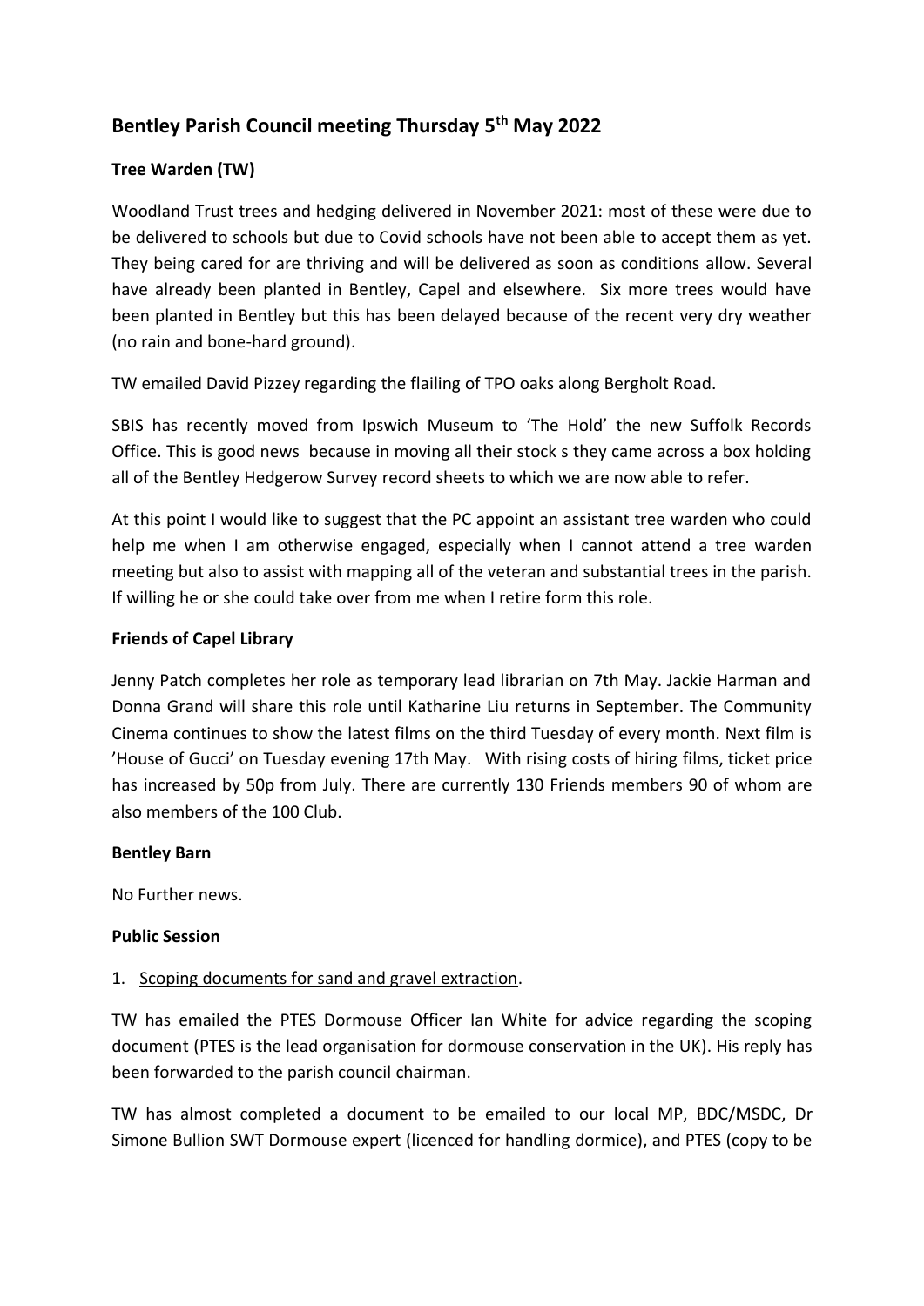# Bentley Parish Council meeting Thursday 5th May 2022

### Tree Warden (TW)

Woodland Trust trees and hedging delivered in November 2021: most of these were due to be delivered to schools but due to Covid schools have not been able to accept them as yet. They being cared for are thriving and will be delivered as soon as conditions allow. Several have already been planted in Bentley, Capel and elsewhere. Six more trees would have been planted in Bentley but this has been delayed because of the recent very dry weather (no rain and bone-hard ground).

TW emailed David Pizzey regarding the flailing of TPO oaks along Bergholt Road.

SBIS has recently moved from Ipswich Museum to 'The Hold' the new Suffolk Records Office. This is good news because in moving all their stock s they came across a box holding all of the Bentley Hedgerow Survey record sheets to which we are now able to refer.

At this point I would like to suggest that the PC appoint an assistant tree warden who could help me when I am otherwise engaged, especially when I cannot attend a tree warden meeting but also to assist with mapping all of the veteran and substantial trees in the parish. If willing he or she could take over from me when I retire form this role.

### Friends of Capel Library

Jenny Patch completes her role as temporary lead librarian on 7th May. Jackie Harman and Donna Grand will share this role until Katharine Liu returns in September. The Community Cinema continues to show the latest films on the third Tuesday of every month. Next film is 'House of Gucci' on Tuesday evening 17th May. With rising costs of hiring films, ticket price has increased by 50p from July. There are currently 130 Friends members 90 of whom are also members of the 100 Club.

### Bentley Barn

No Further news.

### Public Session

1. Scoping documents for sand and gravel extraction.

TW has emailed the PTES Dormouse Officer Ian White for advice regarding the scoping document (PTES is the lead organisation for dormouse conservation in the UK). His reply has been forwarded to the parish council chairman.

TW has almost completed a document to be emailed to our local MP, BDC/MSDC, Dr Simone Bullion SWT Dormouse expert (licenced for handling dormice), and PTES (copy to be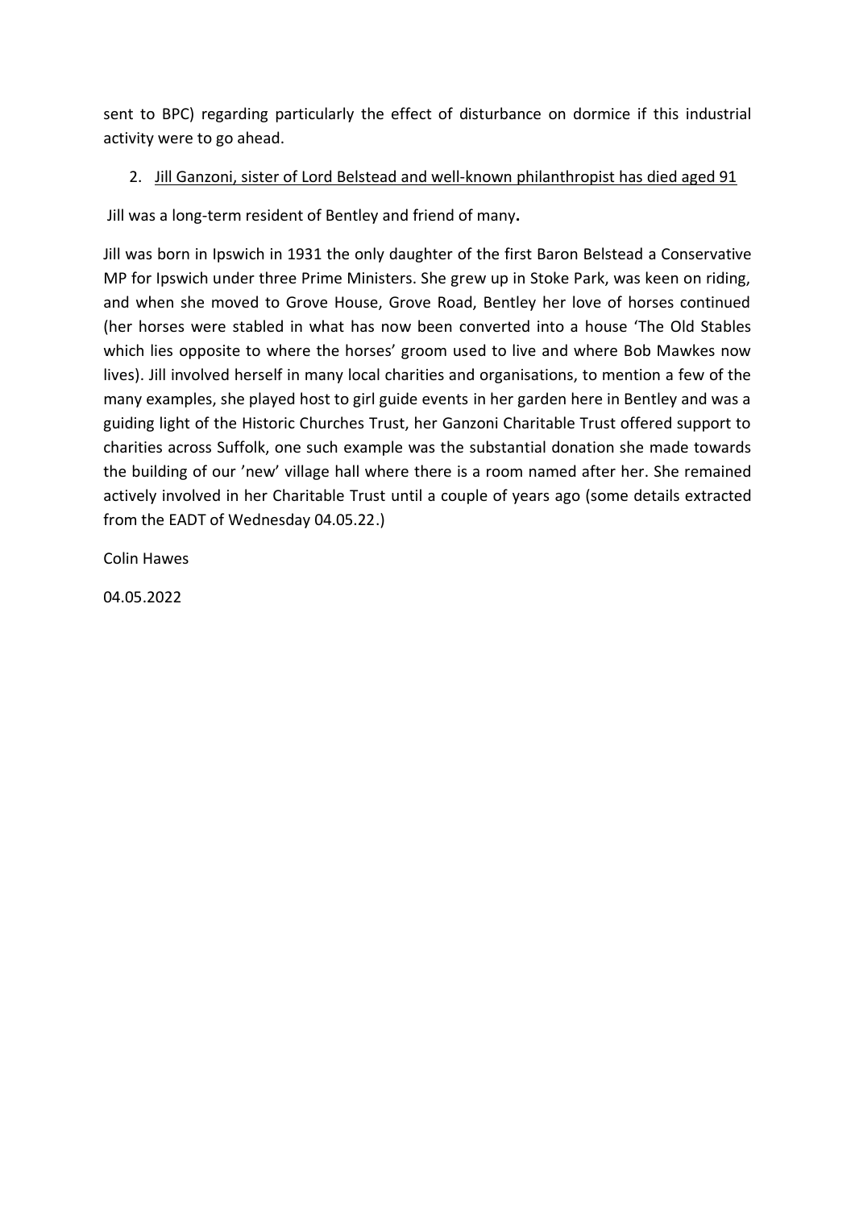sent to BPC) regarding particularly the effect of disturbance on dormice if this industrial activity were to go ahead.

2. <u>Jill Ganzoni, sister of Lord Belstead and well-known philanthropist has died aged 91</u>

Jill was a long-term resident of Bentley and friend of many**.**

Jill was born in Ipswich in 1931 the only daughter of the first Baron Belstead a Conservative MP for Ipswich under three Prime Ministers. She grew up in Stoke Park, was keen on riding, and when she moved to Grove House, Grove Road, Bentley her love of horses continued (her horses were stabled in what has now been converted into a house 'The Old Stables which lies opposite to where the horses' groom used to live and where Bob Mawkes now lives). Jill involved herself in many local charities and organisations, to mention a few of the many examples, she played host to girl guide events in her garden here in Bentley and was a guiding light of the Historic Churches Trust, her Ganzoni Charitable Trust offered support to charities across Suffolk, one such example was the substantial donation she made towards the building of our 'new' village hall where there is a room named after her. She remained actively involved in her Charitable Trust until a couple of years ago (some details extracted from the EADT of Wednesday 04.05.22.)

Colin Hawes

04.05.2022